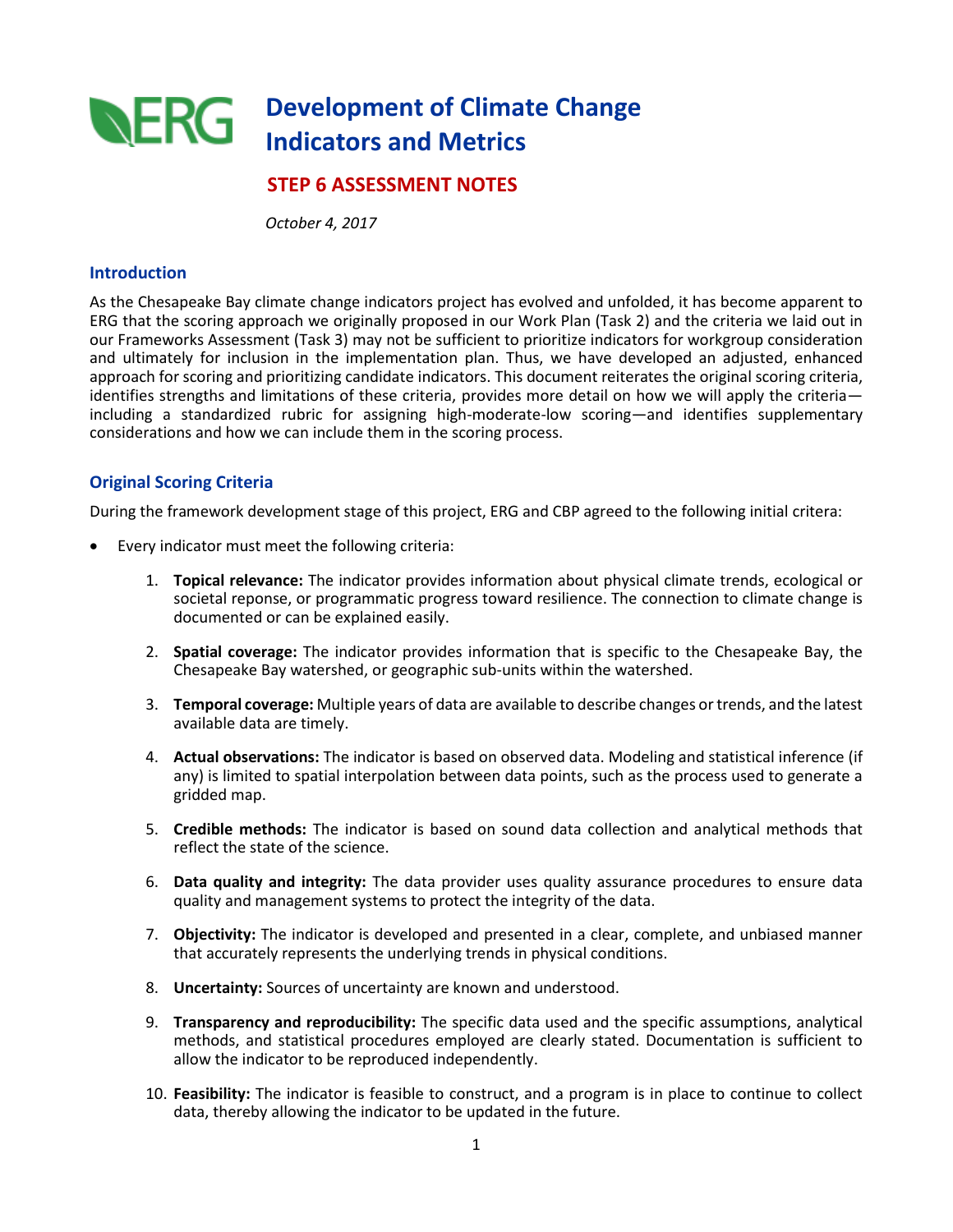# Development of Climate Change Indicators and Metrics

## STEP 6 ASSESSMENT NOTES

*October 4, 2017*

### Introduction

As the Chesapeake Bay climate change indicators project has evolved and unfolded, it has become apparent to ERG that the scoring approach we originally proposed in our Work Plan (Task 2) and the criteria we laid out in our Frameworks Assessment (Task 3) may not be sufficient to prioritize indicators for workgroup consideration and ultimately for inclusion in the implementation plan. Thus, we have developed an adjusted, enhanced approach for scoring and prioritizing candidate indicators. This document reiterates the original scoring criteria, identifies strengths and limitations of these criteria, provides more detail on how we will apply the criteria—including a standardized rubric for assigning high-moderate-low scoring—and identifies supplementary considerations and how we can include them in the scoring process.

### Original Scoring Criteria

During the framework development stage of this project, ERG and CBP agreed to the following initial critera:

- Every indicator must meet the following criteria:
    1. **Topical relevance:** The indicator provides information about physical climate trends, ecological or societal reponse, or programmatic progress toward resilience. The connection to climate change is documented or can be explained easily.
    2. **Spatial coverage:** The indicator provides information that is specific to the Chesapeake Bay, the Chesapeake Bay watershed, or geographic sub-units within the watershed.
    3. **Temporal coverage:** Multiple years of data are available to describe changes or trends, and the latest available data are timely.
    4. **Actual observations:** The indicator is based on observed data. Modeling and statistical inference (if any) is limited to spatial interpolation between data points, such as the process used to generate a gridded map.
    5. **Credible methods:** The indicator is based on sound data collection and analytical methods that reflect the state of the science.
    6. **Data quality and integrity:** The data provider uses quality assurance procedures to ensure data quality and management systems to protect the integrity of the data.
    7. **Objectivity:** The indicator is developed and presented in a clear, complete, and unbiased manner that accurately represents the underlying trends in physical conditions.
    8. **Uncertainty:** Sources of uncertainty are known and understood.
    9. **Transparency and reproducibility:** The specific data used and the specific assumptions, analytical methods, and statistical procedures employed are clearly stated. Documentation is sufficient to allow the indicator to be reproduced independently.
    10. **Feasibility:** The indicator is feasible to construct, and a program is in place to continue to collect data, thereby allowing the indicator to be updated in the future.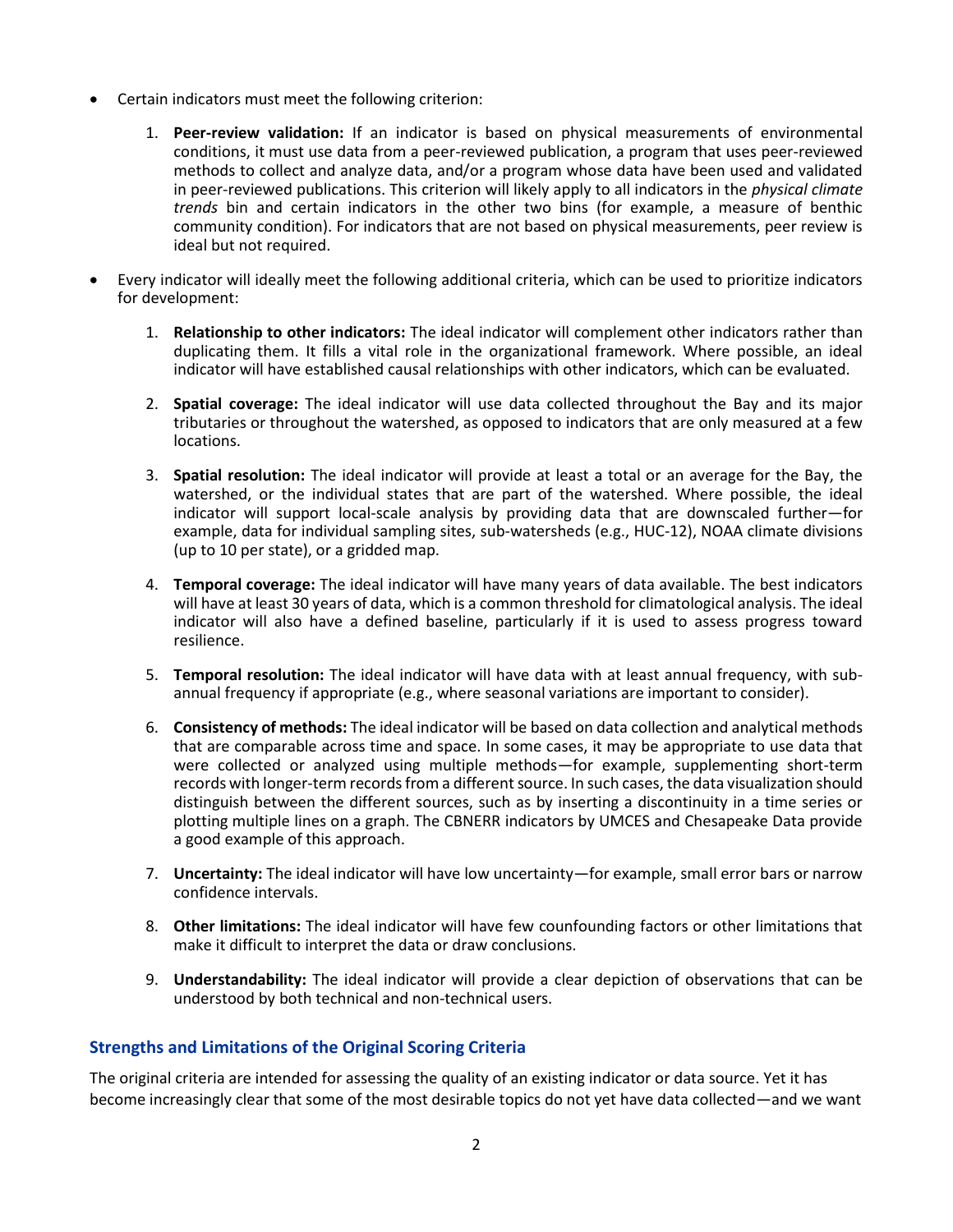- Certain indicators must meet the following criterion:

    1. **Peer-review validation:** If an indicator is based on physical measurements of environmental conditions, it must use data from a peer-reviewed publication, a program that uses peer-reviewed methods to collect and analyze data, and/or a program whose data have been used and validated in peer-reviewed publications. This criterion will likely apply to all indicators in the *physical climate trends* bin and certain indicators in the other two bins (for example, a measure of benthic community condition). For indicators that are not based on physical measurements, peer review is ideal but not required.

- Every indicator will ideally meet the following additional criteria, which can be used to prioritize indicators for development:

    1. **Relationship to other indicators:** The ideal indicator will complement other indicators rather than duplicating them. It fills a vital role in the organizational framework. Where possible, an ideal indicator will have established causal relationships with other indicators, which can be evaluated.

    2. **Spatial coverage:** The ideal indicator will use data collected throughout the Bay and its major tributaries or throughout the watershed, as opposed to indicators that are only measured at a few locations.

    3. **Spatial resolution:** The ideal indicator will provide at least a total or an average for the Bay, the watershed, or the individual states that are part of the watershed. Where possible, the ideal indicator will support local-scale analysis by providing data that are downscaled further—for example, data for individual sampling sites, sub-watersheds (e.g., HUC-12), NOAA climate divisions (up to 10 per state), or a gridded map.

    4. **Temporal coverage:** The ideal indicator will have many years of data available. The best indicators will have at least 30 years of data, which is a common threshold for climatological analysis. The ideal indicator will also have a defined baseline, particularly if it is used to assess progress toward resilience.

    5. **Temporal resolution:** The ideal indicator will have data with at least annual frequency, with sub-annual frequency if appropriate (e.g., where seasonal variations are important to consider).

    6. **Consistency of methods:** The ideal indicator will be based on data collection and analytical methods that are comparable across time and space. In some cases, it may be appropriate to use data that were collected or analyzed using multiple methods—for example, supplementing short-term records with longer-term records from a different source. In such cases, the data visualization should distinguish between the different sources, such as by inserting a discontinuity in a time series or plotting multiple lines on a graph. The CBNERR indicators by UMCES and Chesapeake Data provide a good example of this approach.

    7. **Uncertainty:** The ideal indicator will have low uncertainty—for example, small error bars or narrow confidence intervals.

    8. **Other limitations:** The ideal indicator will have few counfounding factors or other limitations that make it difficult to interpret the data or draw conclusions.

    9. **Understandability:** The ideal indicator will provide a clear depiction of observations that can be understood by both technical and non-technical users.

### Strengths and Limitations of the Original Scoring Criteria

The original criteria are intended for assessing the quality of an existing indicator or data source. Yet it has become increasingly clear that some of the most desirable topics do not yet have data collected—and we want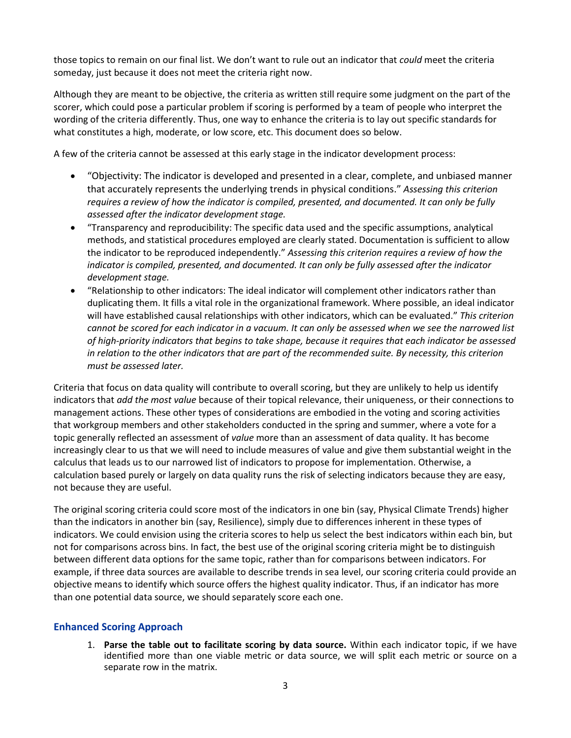those topics to remain on our final list. We don't want to rule out an indicator that *could* meet the criteria someday, just because it does not meet the criteria right now.

Although they are meant to be objective, the criteria as written still require some judgment on the part of the scorer, which could pose a particular problem if scoring is performed by a team of people who interpret the wording of the criteria differently. Thus, one way to enhance the criteria is to lay out specific standards for what constitutes a high, moderate, or low score, etc. This document does so below.

A few of the criteria cannot be assessed at this early stage in the indicator development process:

- "Objectivity: The indicator is developed and presented in a clear, complete, and unbiased manner that accurately represents the underlying trends in physical conditions." *Assessing this criterion requires a review of how the indicator is compiled, presented, and documented. It can only be fully assessed after the indicator development stage.*
- "Transparency and reproducibility: The specific data used and the specific assumptions, analytical methods, and statistical procedures employed are clearly stated. Documentation is sufficient to allow the indicator to be reproduced independently." *Assessing this criterion requires a review of how the indicator is compiled, presented, and documented. It can only be fully assessed after the indicator development stage.*
- "Relationship to other indicators: The ideal indicator will complement other indicators rather than duplicating them. It fills a vital role in the organizational framework. Where possible, an ideal indicator will have established causal relationships with other indicators, which can be evaluated." *This criterion cannot be scored for each indicator in a vacuum. It can only be assessed when we see the narrowed list of high-priority indicators that begins to take shape, because it requires that each indicator be assessed in relation to the other indicators that are part of the recommended suite. By necessity, this criterion must be assessed later.*

Criteria that focus on data quality will contribute to overall scoring, but they are unlikely to help us identify indicators that *add the most value* because of their topical relevance, their uniqueness, or their connections to management actions. These other types of considerations are embodied in the voting and scoring activities that workgroup members and other stakeholders conducted in the spring and summer, where a vote for a topic generally reflected an assessment of *value* more than an assessment of data quality. It has become increasingly clear to us that we will need to include measures of value and give them substantial weight in the calculus that leads us to our narrowed list of indicators to propose for implementation. Otherwise, a calculation based purely or largely on data quality runs the risk of selecting indicators because they are easy, not because they are useful.

The original scoring criteria could score most of the indicators in one bin (say, Physical Climate Trends) higher than the indicators in another bin (say, Resilience), simply due to differences inherent in these types of indicators. We could envision using the criteria scores to help us select the best indicators within each bin, but not for comparisons across bins. In fact, the best use of the original scoring criteria might be to distinguish between different data options for the same topic, rather than for comparisons between indicators. For example, if three data sources are available to describe trends in sea level, our scoring criteria could provide an objective means to identify which source offers the highest quality indicator. Thus, if an indicator has more than one potential data source, we should separately score each one.

## Enhanced Scoring Approach

1. **Parse the table out to facilitate scoring by data source.** Within each indicator topic, if we have identified more than one viable metric or data source, we will split each metric or source on a separate row in the matrix.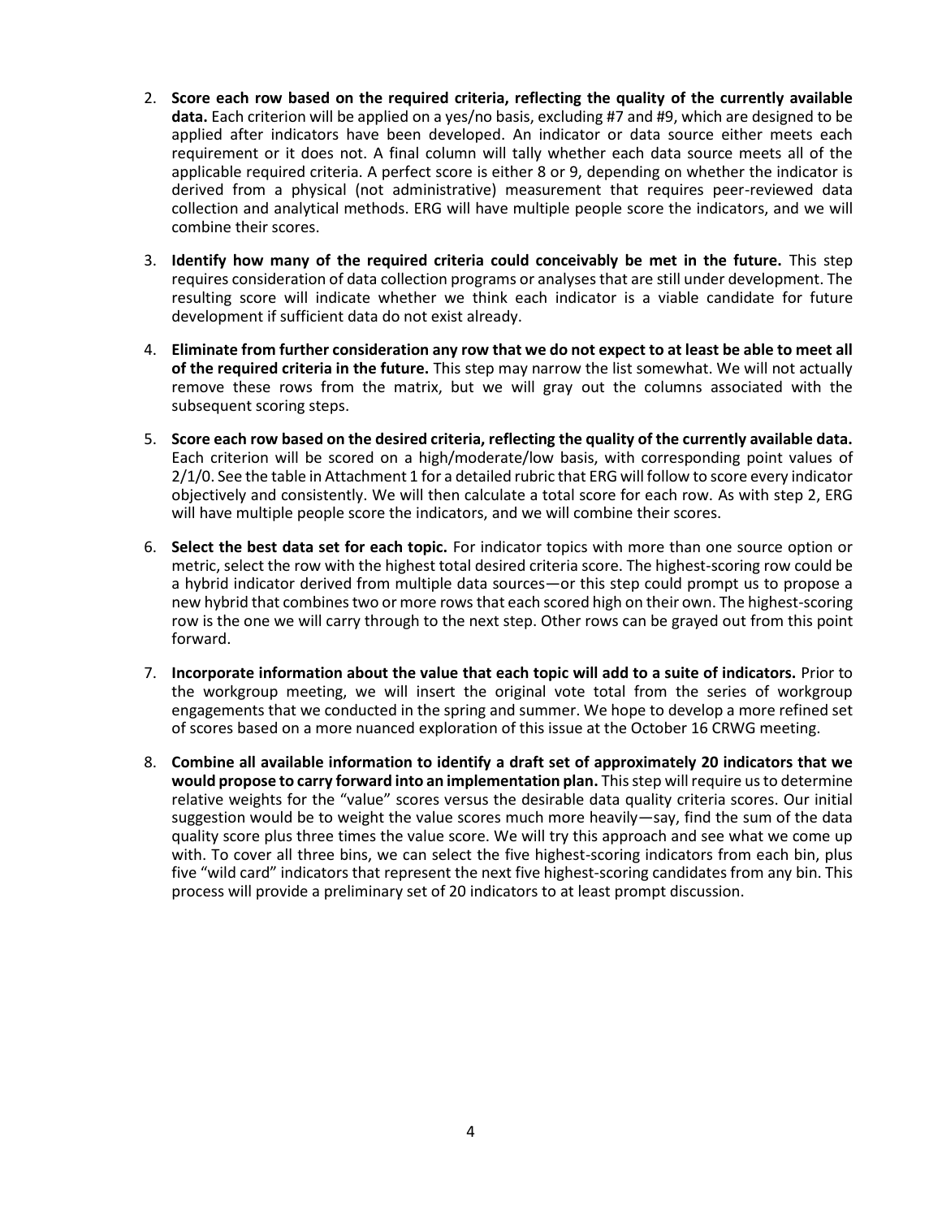2. **Score each row based on the required criteria, reflecting the quality of the currently available data.** Each criterion will be applied on a yes/no basis, excluding #7 and #9, which are designed to be applied after indicators have been developed. An indicator or data source either meets each requirement or it does not. A final column will tally whether each data source meets all of the applicable required criteria. A perfect score is either 8 or 9, depending on whether the indicator is derived from a physical (not administrative) measurement that requires peer-reviewed data collection and analytical methods. ERG will have multiple people score the indicators, and we will combine their scores.

3. **Identify how many of the required criteria could conceivably be met in the future.** This step requires consideration of data collection programs or analyses that are still under development. The resulting score will indicate whether we think each indicator is a viable candidate for future development if sufficient data do not exist already.

4. **Eliminate from further consideration any row that we do not expect to at least be able to meet all of the required criteria in the future.** This step may narrow the list somewhat. We will not actually remove these rows from the matrix, but we will gray out the columns associated with the subsequent scoring steps.

5. **Score each row based on the desired criteria, reflecting the quality of the currently available data.** Each criterion will be scored on a high/moderate/low basis, with corresponding point values of 2/1/0. See the table in Attachment 1 for a detailed rubric that ERG will follow to score every indicator objectively and consistently. We will then calculate a total score for each row. As with step 2, ERG will have multiple people score the indicators, and we will combine their scores.

6. **Select the best data set for each topic.** For indicator topics with more than one source option or metric, select the row with the highest total desired criteria score. The highest-scoring row could be a hybrid indicator derived from multiple data sources—or this step could prompt us to propose a new hybrid that combines two or more rows that each scored high on their own. The highest-scoring row is the one we will carry through to the next step. Other rows can be grayed out from this point forward.

7. **Incorporate information about the value that each topic will add to a suite of indicators.** Prior to the workgroup meeting, we will insert the original vote total from the series of workgroup engagements that we conducted in the spring and summer. We hope to develop a more refined set of scores based on a more nuanced exploration of this issue at the October 16 CRWG meeting.

8. **Combine all available information to identify a draft set of approximately 20 indicators that we would propose to carry forward into an implementation plan.** This step will require us to determine relative weights for the "value" scores versus the desirable data quality criteria scores. Our initial suggestion would be to weight the value scores much more heavily—say, find the sum of the data quality score plus three times the value score. We will try this approach and see what we come up with. To cover all three bins, we can select the five highest-scoring indicators from each bin, plus five "wild card" indicators that represent the next five highest-scoring candidates from any bin. This process will provide a preliminary set of 20 indicators to at least prompt discussion.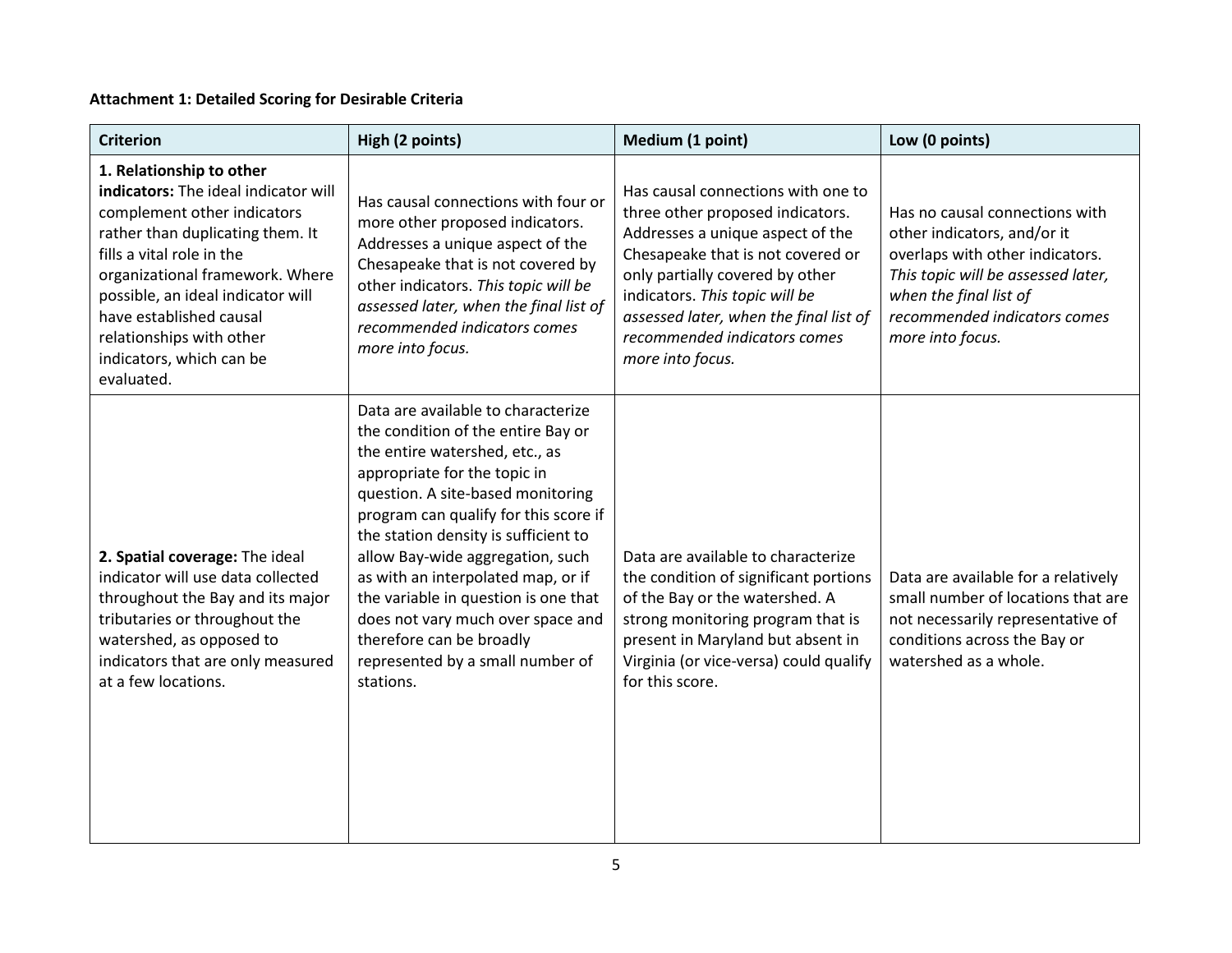**Attachment 1: Detailed Scoring for Desirable Criteria**

| Criterion | High (2 points) | Medium (1 point) | Low (0 points) |
|---|---|---|---|
| **1. Relationship to other indicators:** The ideal indicator will complement other indicators rather than duplicating them. It fills a vital role in the organizational framework. Where possible, an ideal indicator will have established causal relationships with other indicators, which can be evaluated. | Has causal connections with four or more other proposed indicators. Addresses a unique aspect of the Chesapeake that is not covered by other indicators. *This topic will be assessed later, when the final list of recommended indicators comes more into focus.* | Has causal connections with one to three other proposed indicators. Addresses a unique aspect of the Chesapeake that is not covered or only partially covered by other indicators. *This topic will be assessed later, when the final list of recommended indicators comes more into focus.* | Has no causal connections with other indicators, and/or it overlaps with other indicators. *This topic will be assessed later, when the final list of recommended indicators comes more into focus.* |
| **2. Spatial coverage:** The ideal indicator will use data collected throughout the Bay and its major tributaries or throughout the watershed, as opposed to indicators that are only measured at a few locations. | Data are available to characterize the condition of the entire Bay or the entire watershed, etc., as appropriate for the topic in question. A site-based monitoring program can qualify for this score if the station density is sufficient to allow Bay-wide aggregation, such as with an interpolated map, or if the variable in question is one that does not vary much over space and therefore can be broadly represented by a small number of stations. | Data are available to characterize the condition of significant portions of the Bay or the watershed. A strong monitoring program that is present in Maryland but absent in Virginia (or vice-versa) could qualify for this score. | Data are available for a relatively small number of locations that are not necessarily representative of conditions across the Bay or watershed as a whole. |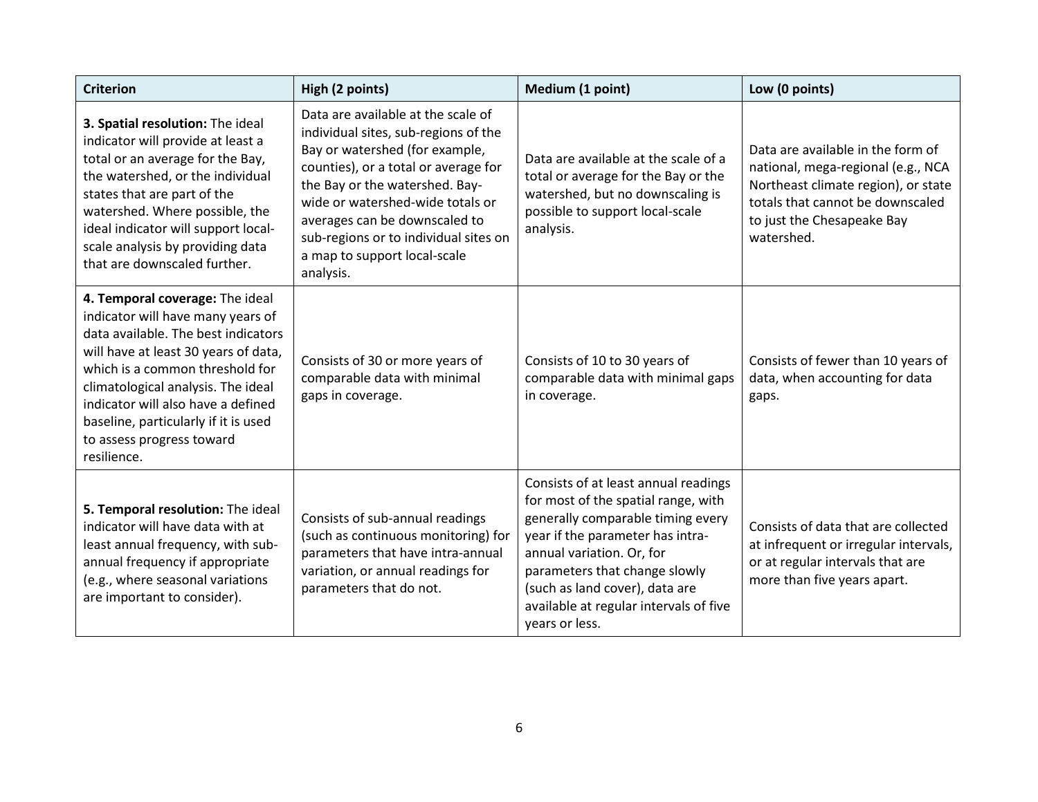| Criterion | High (2 points) | Medium (1 point) | Low (0 points) |
|---|---|---|---|
| **3. Spatial resolution:** The ideal indicator will provide at least a total or an average for the Bay, the watershed, or the individual states that are part of the watershed. Where possible, the ideal indicator will support local-scale analysis by providing data that are downscaled further. | Data are available at the scale of individual sites, sub-regions of the Bay or watershed (for example, counties), or a total or average for the Bay or the watershed. Bay-wide or watershed-wide totals or averages can be downscaled to sub-regions or to individual sites on a map to support local-scale analysis. | Data are available at the scale of a total or average for the Bay or the watershed, but no downscaling is possible to support local-scale analysis. | Data are available in the form of national, mega-regional (e.g., NCA Northeast climate region), or state totals that cannot be downscaled to just the Chesapeake Bay watershed. |
| **4. Temporal coverage:** The ideal indicator will have many years of data available. The best indicators will have at least 30 years of data, which is a common threshold for climatological analysis. The ideal indicator will also have a defined baseline, particularly if it is used to assess progress toward resilience. | Consists of 30 or more years of comparable data with minimal gaps in coverage. | Consists of 10 to 30 years of comparable data with minimal gaps in coverage. | Consists of fewer than 10 years of data, when accounting for data gaps. |
| **5. Temporal resolution:** The ideal indicator will have data with at least annual frequency, with sub-annual frequency if appropriate (e.g., where seasonal variations are important to consider). | Consists of sub-annual readings (such as continuous monitoring) for parameters that have intra-annual variation, or annual readings for parameters that do not. | Consists of at least annual readings for most of the spatial range, with generally comparable timing every year if the parameter has intra-annual variation. Or, for parameters that change slowly (such as land cover), data are available at regular intervals of five years or less. | Consists of data that are collected at infrequent or irregular intervals, or at regular intervals that are more than five years apart. |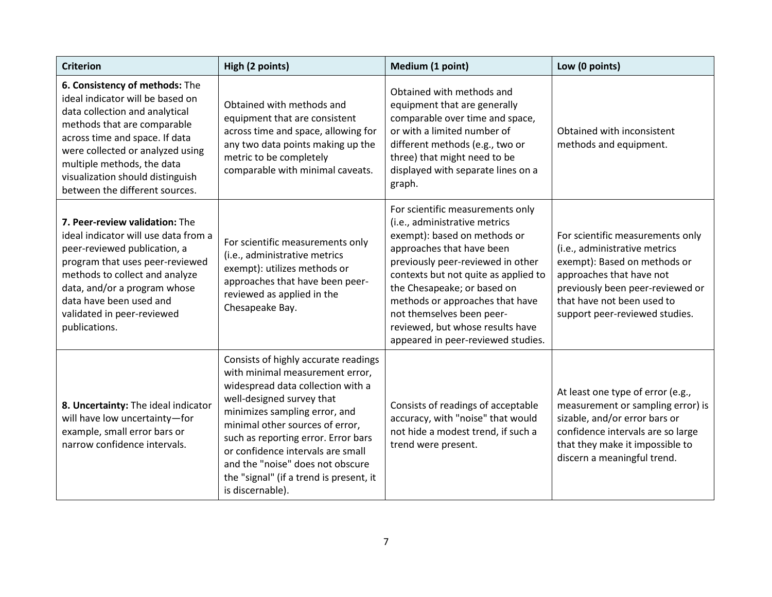| Criterion | High (2 points) | Medium (1 point) | Low (0 points) |
|---|---|---|---|
| **6. Consistency of methods:** The ideal indicator will be based on data collection and analytical methods that are comparable across time and space. If data were collected or analyzed using multiple methods, the data visualization should distinguish between the different sources. | Obtained with methods and equipment that are consistent across time and space, allowing for any two data points making up the metric to be completely comparable with minimal caveats. | Obtained with methods and equipment that are generally comparable over time and space, or with a limited number of different methods (e.g., two or three) that might need to be displayed with separate lines on a graph. | Obtained with inconsistent methods and equipment. |
| **7. Peer-review validation:** The ideal indicator will use data from a peer-reviewed publication, a program that uses peer-reviewed methods to collect and analyze data, and/or a program whose data have been used and validated in peer-reviewed publications. | For scientific measurements only (i.e., administrative metrics exempt): utilizes methods or approaches that have been peer-reviewed as applied in the Chesapeake Bay. | For scientific measurements only (i.e., administrative metrics exempt): based on methods or approaches that have been previously peer-reviewed in other contexts but not quite as applied to the Chesapeake; or based on methods or approaches that have not themselves been peer-reviewed, but whose results have appeared in peer-reviewed studies. | For scientific measurements only (i.e., administrative metrics exempt): Based on methods or approaches that have not previously been peer-reviewed or that have not been used to support peer-reviewed studies. |
| **8. Uncertainty:** The ideal indicator will have low uncertainty—for example, small error bars or narrow confidence intervals. | Consists of highly accurate readings with minimal measurement error, widespread data collection with a well-designed survey that minimizes sampling error, and minimal other sources of error, such as reporting error. Error bars or confidence intervals are small and the "noise" does not obscure the "signal" (if a trend is present, it is discernable). | Consists of readings of acceptable accuracy, with "noise" that would not hide a modest trend, if such a trend were present. | At least one type of error (e.g., measurement or sampling error) is sizable, and/or error bars or confidence intervals are so large that they make it impossible to discern a meaningful trend. |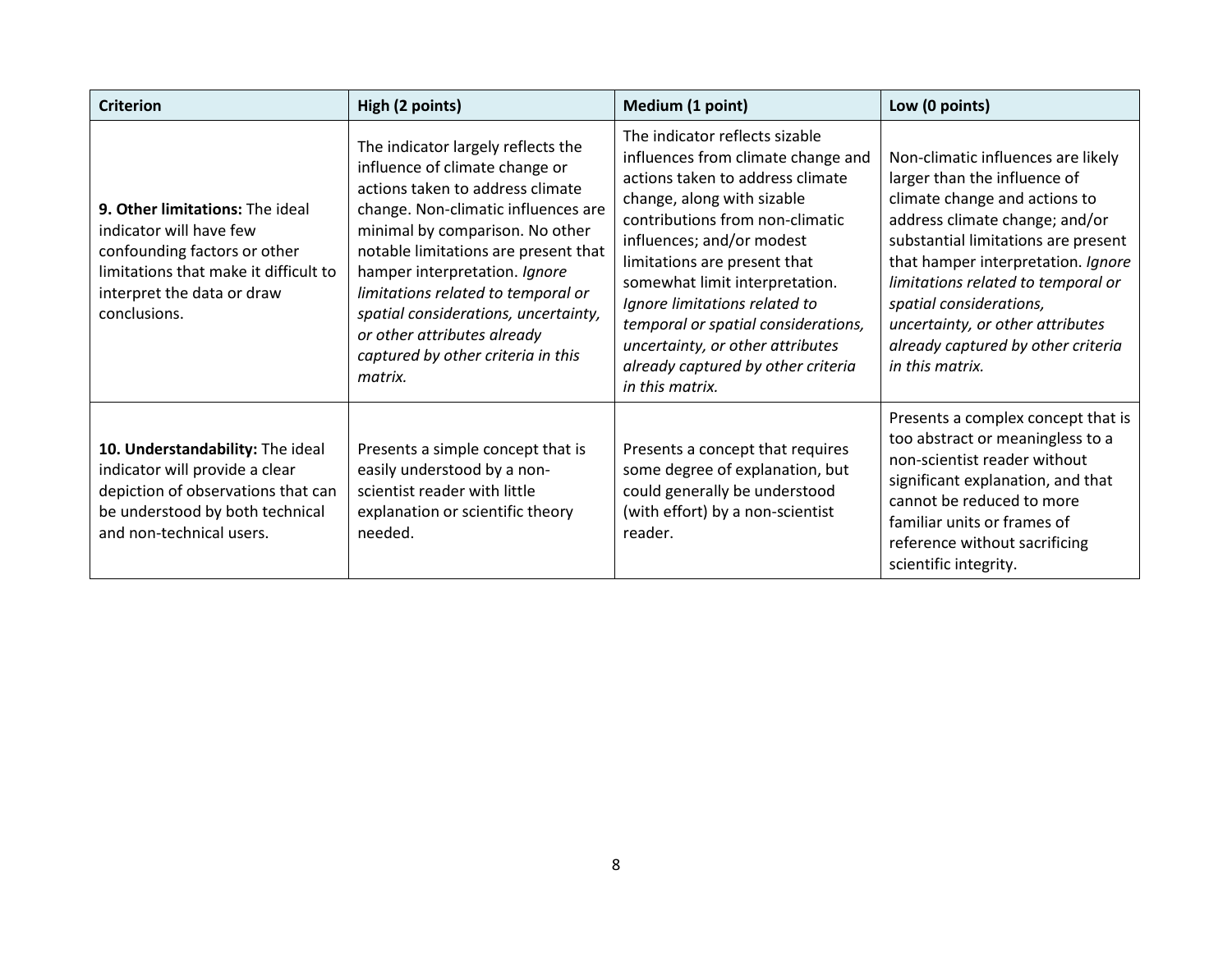| Criterion | High (2 points) | Medium (1 point) | Low (0 points) |
|---|---|---|---|
| **9. Other limitations:** The ideal indicator will have few confounding factors or other limitations that make it difficult to interpret the data or draw conclusions. | The indicator largely reflects the influence of climate change or actions taken to address climate change. Non-climatic influences are minimal by comparison. No other notable limitations are present that hamper interpretation. *Ignore limitations related to temporal or spatial considerations, uncertainty, or other attributes already captured by other criteria in this matrix.* | The indicator reflects sizable influences from climate change and actions taken to address climate change, along with sizable contributions from non-climatic influences; and/or modest limitations are present that somewhat limit interpretation. *Ignore limitations related to temporal or spatial considerations, uncertainty, or other attributes already captured by other criteria in this matrix.* | Non-climatic influences are likely larger than the influence of climate change and actions to address climate change; and/or substantial limitations are present that hamper interpretation. *Ignore limitations related to temporal or spatial considerations, uncertainty, or other attributes already captured by other criteria in this matrix.* |
| **10. Understandability:** The ideal indicator will provide a clear depiction of observations that can be understood by both technical and non-technical users. | Presents a simple concept that is easily understood by a non-scientist reader with little explanation or scientific theory needed. | Presents a concept that requires some degree of explanation, but could generally be understood (with effort) by a non-scientist reader. | Presents a complex concept that is too abstract or meaningless to a non-scientist reader without significant explanation, and that cannot be reduced to more familiar units or frames of reference without sacrificing scientific integrity. |